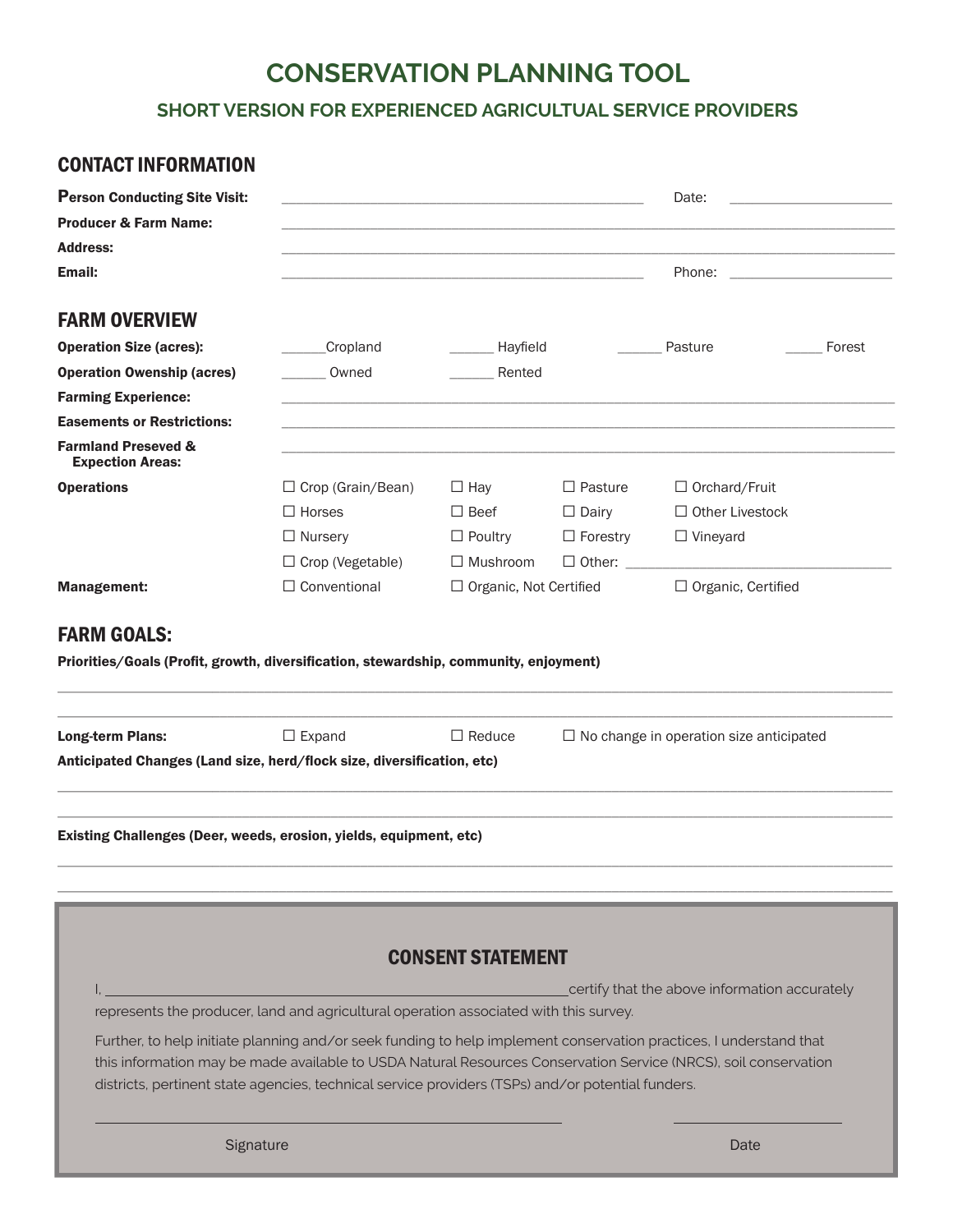# CONSERVATION PLANNING TOOL

## SHORT VERSION FOR EXPERIENCED AGRICULTUAL SERVICE PROVIDERS

## CONTACT INFORMATION

**Person Conducting Site Visit:** ______________________________ Date: ______________

**Producer & Farm Name:** ______________________________________________

**Address:** ______________________________________________

**Email:** ______________________________ Phone: ______________

## FARM OVERVIEW

**Operation Size (acres):** ______Cropland ______ Hayfield ______ Pasture _____ Forest

**Operation Owenship (acres)** ______ Owned ______ Rented

**Farming Experience:** ______________________________________________

**Easements or Restrictions:** ______________________________________________

**Farmland Preseved & Expection Areas:** ______________________________________________

**Operations**

☐ Crop (Grain/Bean) ☐ Hay ☐ Pasture ☐ Orchard/Fruit
☐ Horses ☐ Beef ☐ Dairy ☐ Other Livestock
☐ Nursery ☐ Poultry ☐ Forestry ☐ Vineyard
☐ Crop (Vegetable) ☐ Mushroom ☐ Other: ______________________

**Management:** ☐ Conventional ☐ Organic, Not Certified ☐ Organic, Certified

## FARM GOALS:

**Priorities/Goals (Profit, growth, diversification, stewardship, community, enjoyment)**

______________________________________________

______________________________________________

**Long-term Plans:** ☐ Expand ☐ Reduce ☐ No change in operation size anticipated

**Anticipated Changes (Land size, herd/flock size, diversification, etc)**

______________________________________________

______________________________________________

**Existing Challenges (Deer, weeds, erosion, yields, equipment, etc)**

______________________________________________

______________________________________________

## CONSENT STATEMENT

I, ______________________________________ certify that the above information accurately represents the producer, land and agricultural operation associated with this survey.

Further, to help initiate planning and/or seek funding to help implement conservation practices, I understand that this information may be made available to USDA Natural Resources Conservation Service (NRCS), soil conservation districts, pertinent state agencies, technical service providers (TSPs) and/or potential funders.

______________________________________ ______________

Signature Date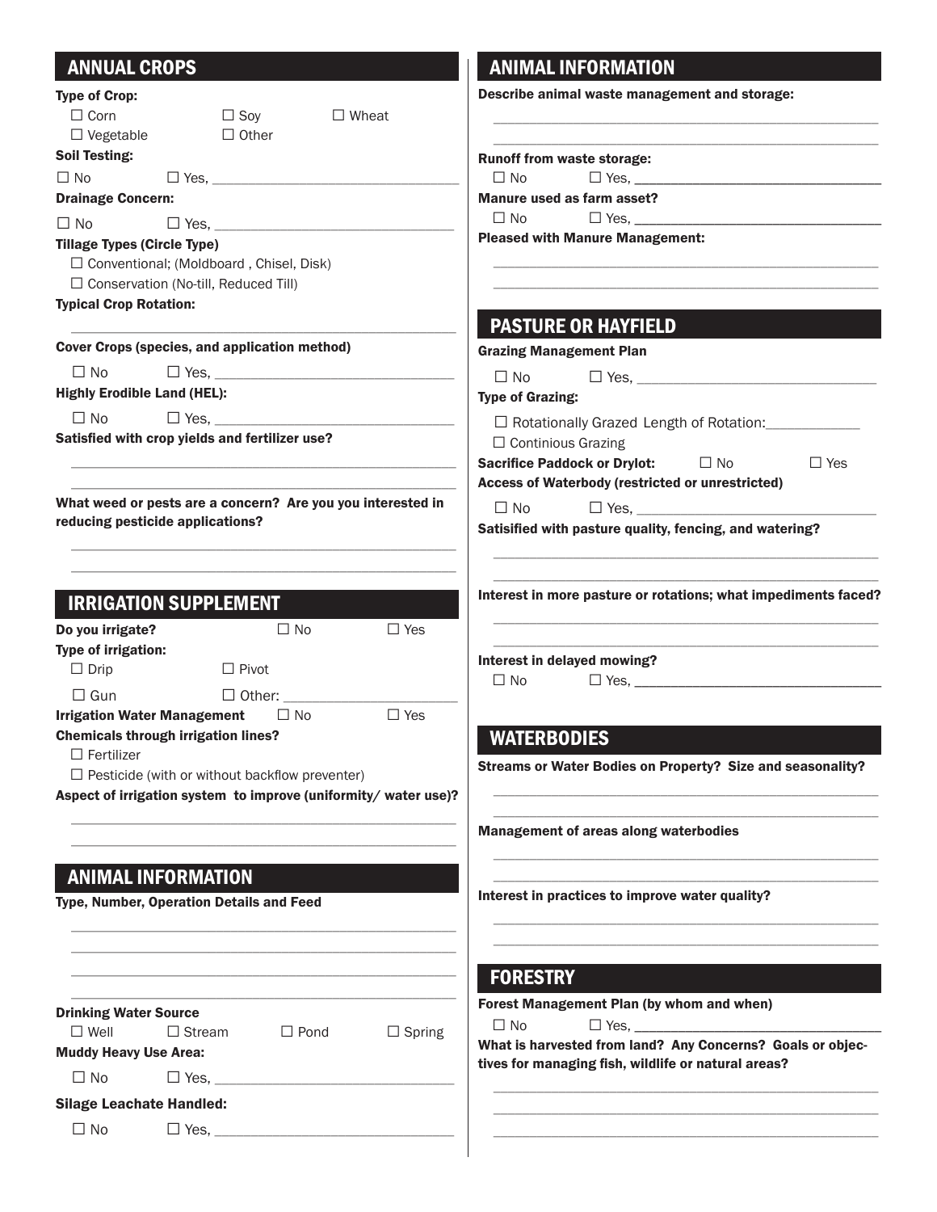## ANNUAL CROPS

**Type of Crop:**

☐ Corn ☐ Soy ☐ Wheat
☐ Vegetable ☐ Other

**Soil Testing:**

☐ No ☐ Yes, ______________________________

**Drainage Concern:**

☐ No ☐ Yes, ______________________________

**Tillage Types (Circle Type)**

☐ Conventional; (Moldboard , Chisel, Disk)
☐ Conservation (No-till, Reduced Till)

**Typical Crop Rotation:**

______________________________________________

**Cover Crops (species, and application method)**

☐ No ☐ Yes, ______________________________

**Highly Erodible Land (HEL):**

☐ No ☐ Yes, ______________________________

**Satisfied with crop yields and fertilizer use?**

______________________________________________
______________________________________________

**What weed or pests are a concern? Are you you interested in reducing pesticide applications?**

______________________________________________
______________________________________________

## IRRIGATION SUPPLEMENT

**Do you irrigate?** ☐ No ☐ Yes

**Type of irrigation:**

☐ Drip ☐ Pivot
☐ Gun ☐ Other: ____________________

**Irrigation Water Management** ☐ No ☐ Yes

**Chemicals through irrigation lines?**

☐ Fertilizer
☐ Pesticide (with or without backflow preventer)

**Aspect of irrigation system to improve (uniformity/ water use)?**

______________________________________________
______________________________________________

## ANIMAL INFORMATION

**Type, Number, Operation Details and Feed**

______________________________________________
______________________________________________
______________________________________________
______________________________________________

**Drinking Water Source**

☐ Well ☐ Stream ☐ Pond ☐ Spring

**Muddy Heavy Use Area:**

☐ No ☐ Yes, ______________________________

**Silage Leachate Handled:**

☐ No ☐ Yes, ______________________________

## ANIMAL INFORMATION

**Describe animal waste management and storage:**

______________________________________________
______________________________________________

**Runoff from waste storage:**

☐ No ☐ Yes, ______________________________

**Manure used as farm asset?**

☐ No ☐ Yes, ______________________________

**Pleased with Manure Management:**

______________________________________________
______________________________________________

## PASTURE OR HAYFIELD

**Grazing Management Plan**

☐ No ☐ Yes, ______________________________

**Type of Grazing:**

☐ Rotationally Grazed Length of Rotation:____________
☐ Continious Grazing

**Sacrifice Paddock or Drylot:** ☐ No ☐ Yes

**Access of Waterbody (restricted or unrestricted)**

☐ No ☐ Yes, ______________________________

**Satisified with pasture quality, fencing, and watering?**

______________________________________________
______________________________________________

**Interest in more pasture or rotations; what impediments faced?**

______________________________________________
______________________________________________

**Interest in delayed mowing?**

☐ No ☐ Yes, ______________________________

## WATERBODIES

**Streams or Water Bodies on Property? Size and seasonality?**

______________________________________________
______________________________________________

**Management of areas along waterbodies**

______________________________________________
______________________________________________

**Interest in practices to improve water quality?**

______________________________________________
______________________________________________

## FORESTRY

**Forest Management Plan (by whom and when)**

☐ No ☐ Yes, ______________________________

**What is harvested from land? Any Concerns? Goals or objectives for managing fish, wildlife or natural areas?**

______________________________________________
______________________________________________
______________________________________________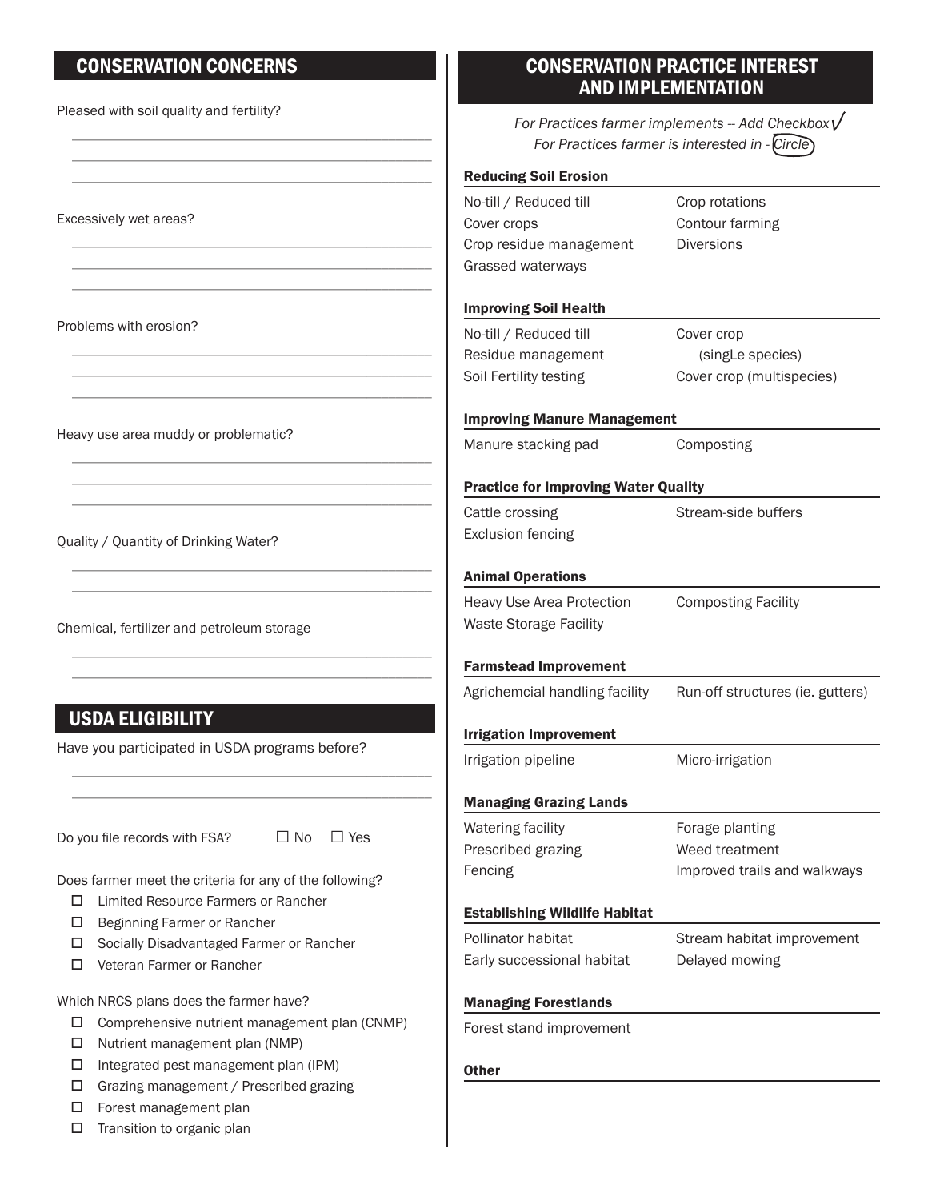## CONSERVATION CONCERNS

Pleased with soil quality and fertility?

Excessively wet areas?

Problems with erosion?

Heavy use area muddy or problematic?

Quality / Quantity of Drinking Water?

Chemical, fertilizer and petroleum storage

## USDA ELIGIBILITY

Have you participated in USDA programs before?

Do you file records with FSA? ☐ No ☐ Yes

Does farmer meet the criteria for any of the following?

- ☐ Limited Resource Farmers or Rancher
- ☐ Beginning Farmer or Rancher
- ☐ Socially Disadvantaged Farmer or Rancher
- ☐ Veteran Farmer or Rancher

Which NRCS plans does the farmer have?

- ☐ Comprehensive nutrient management plan (CNMP)
- ☐ Nutrient management plan (NMP)
- ☐ Integrated pest management plan (IPM)
- ☐ Grazing management / Prescribed grazing
- ☐ Forest management plan
- ☐ Transition to organic plan

## CONSERVATION PRACTICE INTEREST AND IMPLEMENTATION

*For Practices farmer implements -- Add Checkbox ✓*
*For Practices farmer is interested in - Circle*

### Reducing Soil Erosion

| | |
|---|---|
| No-till / Reduced till | Crop rotations |
| Cover crops | Contour farming |
| Crop residue management | Diversions |
| Grassed waterways | |

### Improving Soil Health

| | |
|---|---|
| No-till / Reduced till | Cover crop (singLe species) |
| Residue management | Cover crop (multispecies) |
| Soil Fertility testing | |

### Improving Manure Management

| | |
|---|---|
| Manure stacking pad | Composting |

### Practice for Improving Water Quality

| | |
|---|---|
| Cattle crossing | Stream-side buffers |
| Exclusion fencing | |

### Animal Operations

| | |
|---|---|
| Heavy Use Area Protection | Composting Facility |
| Waste Storage Facility | |

### Farmstead Improvement

| | |
|---|---|
| Agrichemcial handling facility | Run-off structures (ie. gutters) |

### Irrigation Improvement

| | |
|---|---|
| Irrigation pipeline | Micro-irrigation |

### Managing Grazing Lands

| | |
|---|---|
| Watering facility | Forage planting |
| Prescribed grazing | Weed treatment |
| Fencing | Improved trails and walkways |

### Establishing Wildlife Habitat

| | |
|---|---|
| Pollinator habitat | Stream habitat improvement |
| Early successional habitat | Delayed mowing |

### Managing Forestlands

Forest stand improvement

### Other